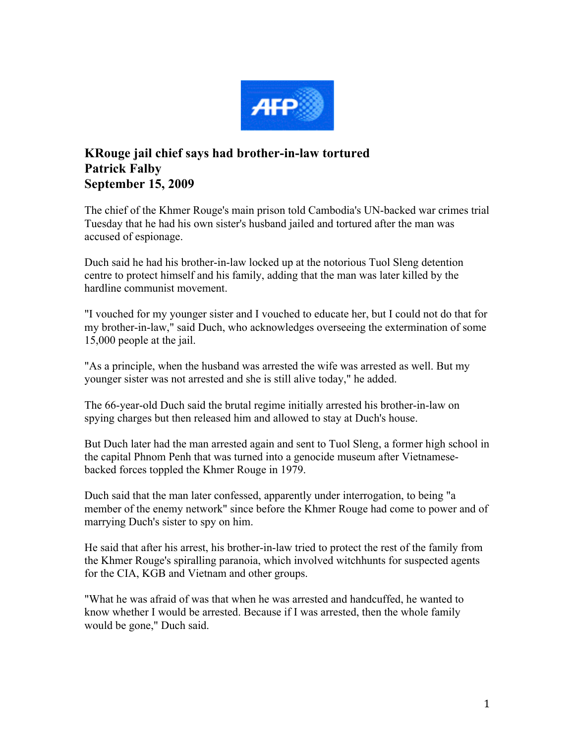**KRouge jail chief says had brother-in-law tortured**
**Patrick Falby**
**September 15, 2009**

The chief of the Khmer Rouge's main prison told Cambodia's UN-backed war crimes trial Tuesday that he had his own sister's husband jailed and tortured after the man was accused of espionage.

Duch said he had his brother-in-law locked up at the notorious Tuol Sleng detention centre to protect himself and his family, adding that the man was later killed by the hardline communist movement.

"I vouched for my younger sister and I vouched to educate her, but I could not do that for my brother-in-law," said Duch, who acknowledges overseeing the extermination of some 15,000 people at the jail.

"As a principle, when the husband was arrested the wife was arrested as well. But my younger sister was not arrested and she is still alive today," he added.

The 66-year-old Duch said the brutal regime initially arrested his brother-in-law on spying charges but then released him and allowed to stay at Duch's house.

But Duch later had the man arrested again and sent to Tuol Sleng, a former high school in the capital Phnom Penh that was turned into a genocide museum after Vietnamese-backed forces toppled the Khmer Rouge in 1979.

Duch said that the man later confessed, apparently under interrogation, to being "a member of the enemy network" since before the Khmer Rouge had come to power and of marrying Duch's sister to spy on him.

He said that after his arrest, his brother-in-law tried to protect the rest of the family from the Khmer Rouge's spiralling paranoia, which involved witchhunts for suspected agents for the CIA, KGB and Vietnam and other groups.

"What he was afraid of was that when he was arrested and handcuffed, he wanted to know whether I would be arrested. Because if I was arrested, then the whole family would be gone," Duch said.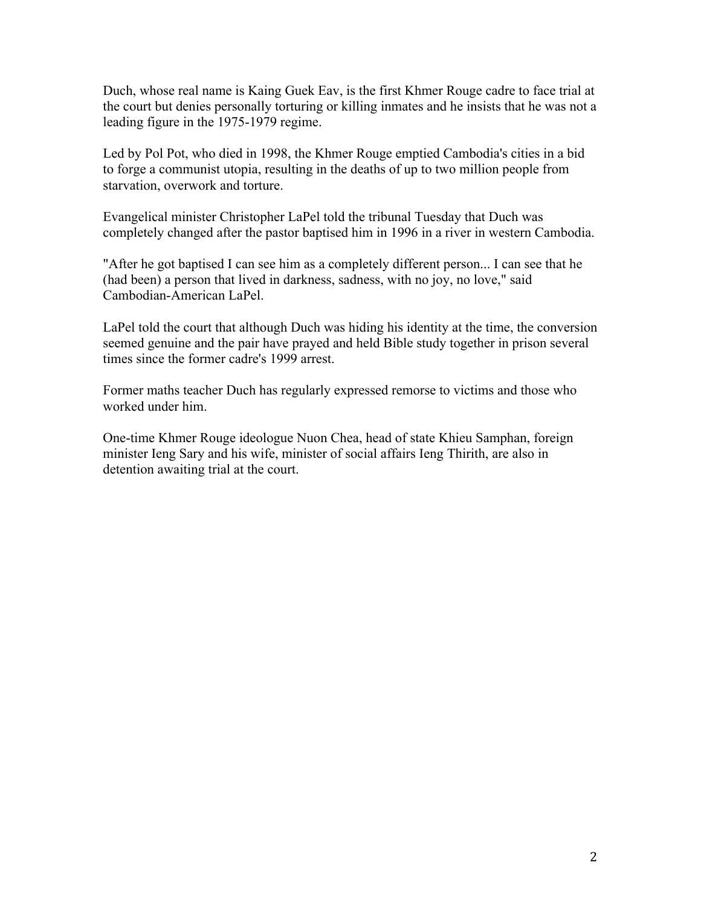Duch, whose real name is Kaing Guek Eav, is the first Khmer Rouge cadre to face trial at the court but denies personally torturing or killing inmates and he insists that he was not a leading figure in the 1975-1979 regime.

Led by Pol Pot, who died in 1998, the Khmer Rouge emptied Cambodia's cities in a bid to forge a communist utopia, resulting in the deaths of up to two million people from starvation, overwork and torture.

Evangelical minister Christopher LaPel told the tribunal Tuesday that Duch was completely changed after the pastor baptised him in 1996 in a river in western Cambodia.

"After he got baptised I can see him as a completely different person... I can see that he (had been) a person that lived in darkness, sadness, with no joy, no love," said Cambodian-American LaPel.

LaPel told the court that although Duch was hiding his identity at the time, the conversion seemed genuine and the pair have prayed and held Bible study together in prison several times since the former cadre's 1999 arrest.

Former maths teacher Duch has regularly expressed remorse to victims and those who worked under him.

One-time Khmer Rouge ideologue Nuon Chea, head of state Khieu Samphan, foreign minister Ieng Sary and his wife, minister of social affairs Ieng Thirith, are also in detention awaiting trial at the court.